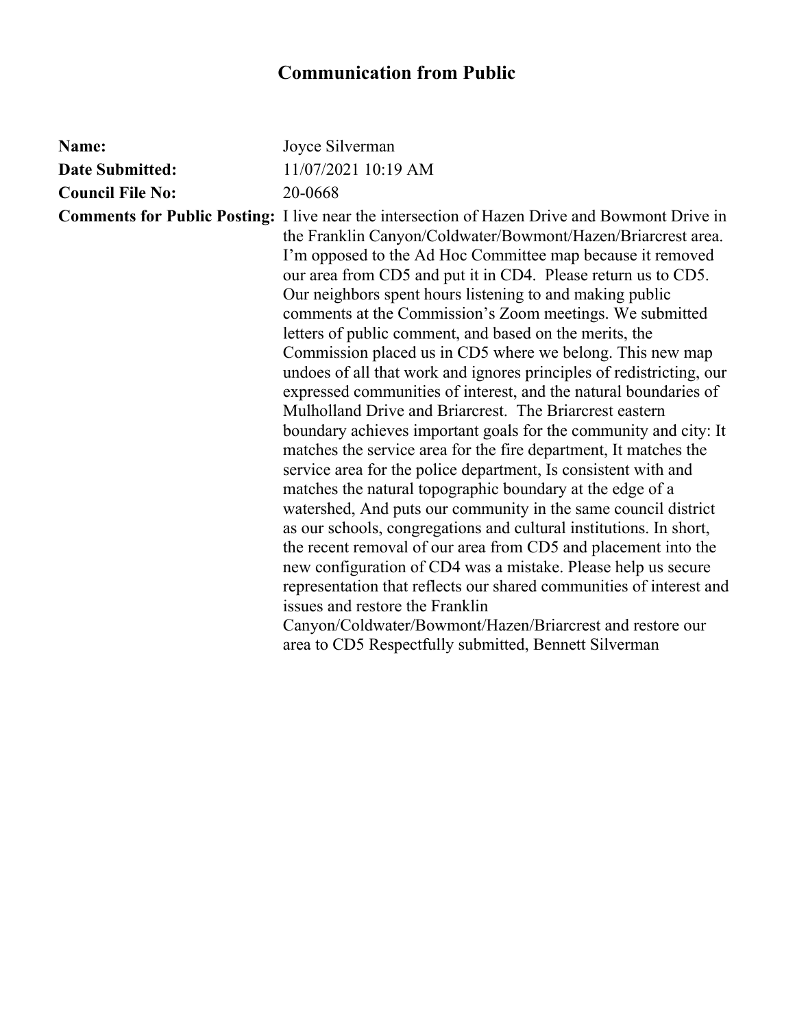# Communication from Public

**Name:** Joyce Silverman

**Date Submitted:** 11/07/2021 10:19 AM

**Council File No:** 20-0668

**Comments for Public Posting:** I live near the intersection of Hazen Drive and Bowmont Drive in the Franklin Canyon/Coldwater/Bowmont/Hazen/Briarcrest area. I'm opposed to the Ad Hoc Committee map because it removed our area from CD5 and put it in CD4. Please return us to CD5. Our neighbors spent hours listening to and making public comments at the Commission's Zoom meetings. We submitted letters of public comment, and based on the merits, the Commission placed us in CD5 where we belong. This new map undoes of all that work and ignores principles of redistricting, our expressed communities of interest, and the natural boundaries of Mulholland Drive and Briarcrest. The Briarcrest eastern boundary achieves important goals for the community and city: It matches the service area for the fire department, It matches the service area for the police department, Is consistent with and matches the natural topographic boundary at the edge of a watershed, And puts our community in the same council district as our schools, congregations and cultural institutions. In short, the recent removal of our area from CD5 and placement into the new configuration of CD4 was a mistake. Please help us secure representation that reflects our shared communities of interest and issues and restore the Franklin Canyon/Coldwater/Bowmont/Hazen/Briarcrest and restore our area to CD5 Respectfully submitted, Bennett Silverman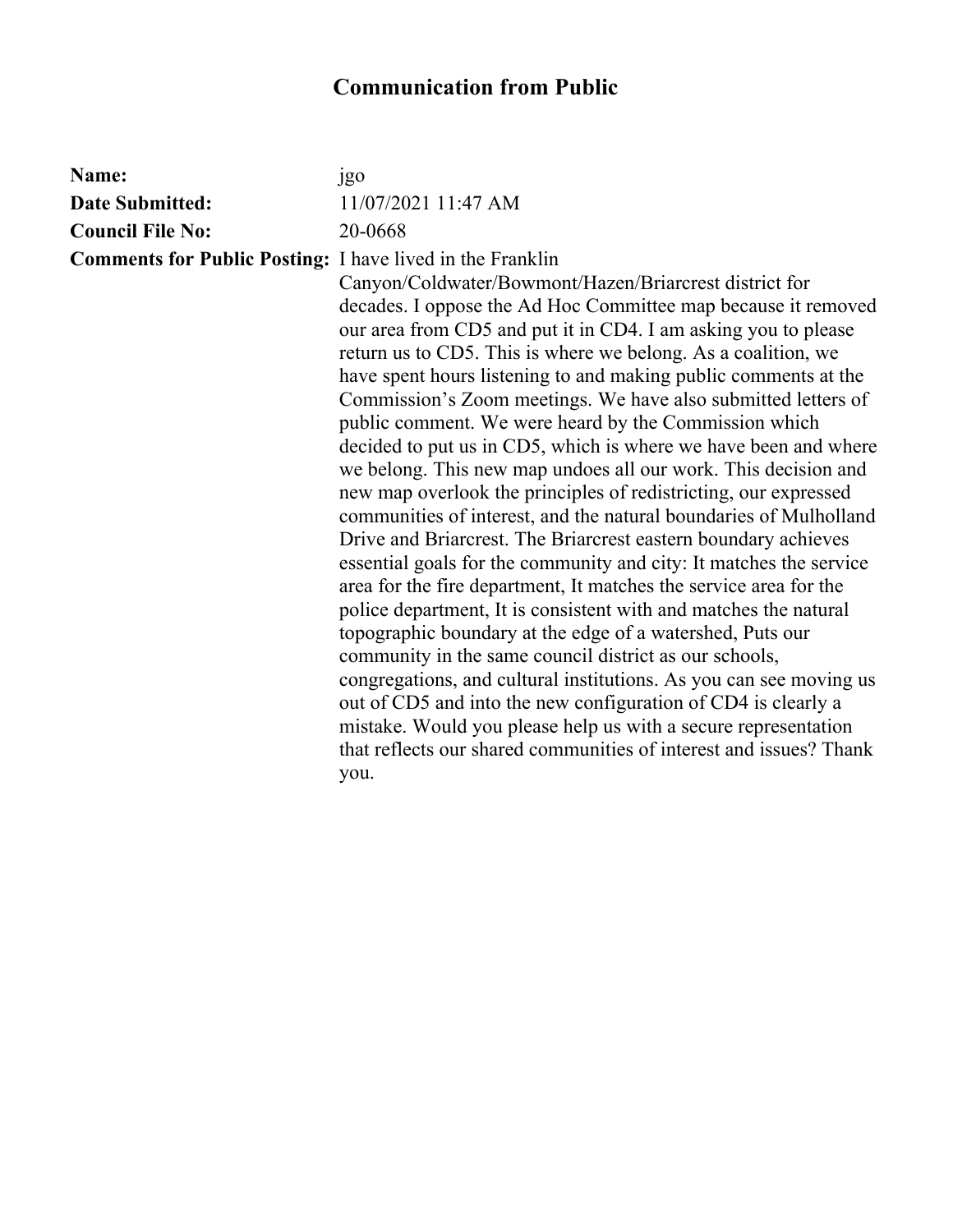# Communication from Public

| | |
|---|---|
| **Name:** | jgo |
| **Date Submitted:** | 11/07/2021 11:47 AM |
| **Council File No:** | 20-0668 |
| **Comments for Public Posting:** | I have lived in the Franklin Canyon/Coldwater/Bowmont/Hazen/Briarcrest district for decades. I oppose the Ad Hoc Committee map because it removed our area from CD5 and put it in CD4. I am asking you to please return us to CD5. This is where we belong. As a coalition, we have spent hours listening to and making public comments at the Commission's Zoom meetings. We have also submitted letters of public comment. We were heard by the Commission which decided to put us in CD5, which is where we have been and where we belong. This new map undoes all our work. This decision and new map overlook the principles of redistricting, our expressed communities of interest, and the natural boundaries of Mulholland Drive and Briarcrest. The Briarcrest eastern boundary achieves essential goals for the community and city: It matches the service area for the fire department, It matches the service area for the police department, It is consistent with and matches the natural topographic boundary at the edge of a watershed, Puts our community in the same council district as our schools, congregations, and cultural institutions. As you can see moving us out of CD5 and into the new configuration of CD4 is clearly a mistake. Would you please help us with a secure representation that reflects our shared communities of interest and issues? Thank you. |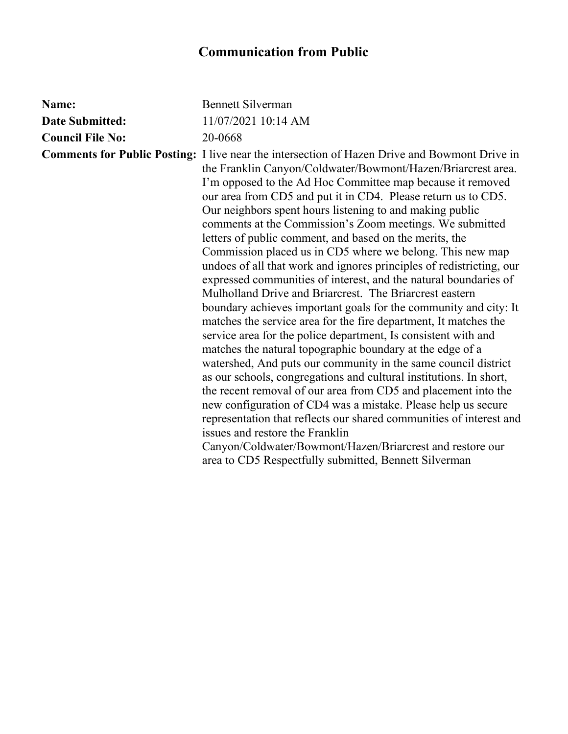# Communication from Public

**Name:** Bennett Silverman

**Date Submitted:** 11/07/2021 10:14 AM

**Council File No:** 20-0668

**Comments for Public Posting:** I live near the intersection of Hazen Drive and Bowmont Drive in the Franklin Canyon/Coldwater/Bowmont/Hazen/Briarcrest area. I'm opposed to the Ad Hoc Committee map because it removed our area from CD5 and put it in CD4. Please return us to CD5. Our neighbors spent hours listening to and making public comments at the Commission's Zoom meetings. We submitted letters of public comment, and based on the merits, the Commission placed us in CD5 where we belong. This new map undoes of all that work and ignores principles of redistricting, our expressed communities of interest, and the natural boundaries of Mulholland Drive and Briarcrest. The Briarcrest eastern boundary achieves important goals for the community and city: It matches the service area for the fire department, It matches the service area for the police department, Is consistent with and matches the natural topographic boundary at the edge of a watershed, And puts our community in the same council district as our schools, congregations and cultural institutions. In short, the recent removal of our area from CD5 and placement into the new configuration of CD4 was a mistake. Please help us secure representation that reflects our shared communities of interest and issues and restore the Franklin Canyon/Coldwater/Bowmont/Hazen/Briarcrest and restore our area to CD5 Respectfully submitted, Bennett Silverman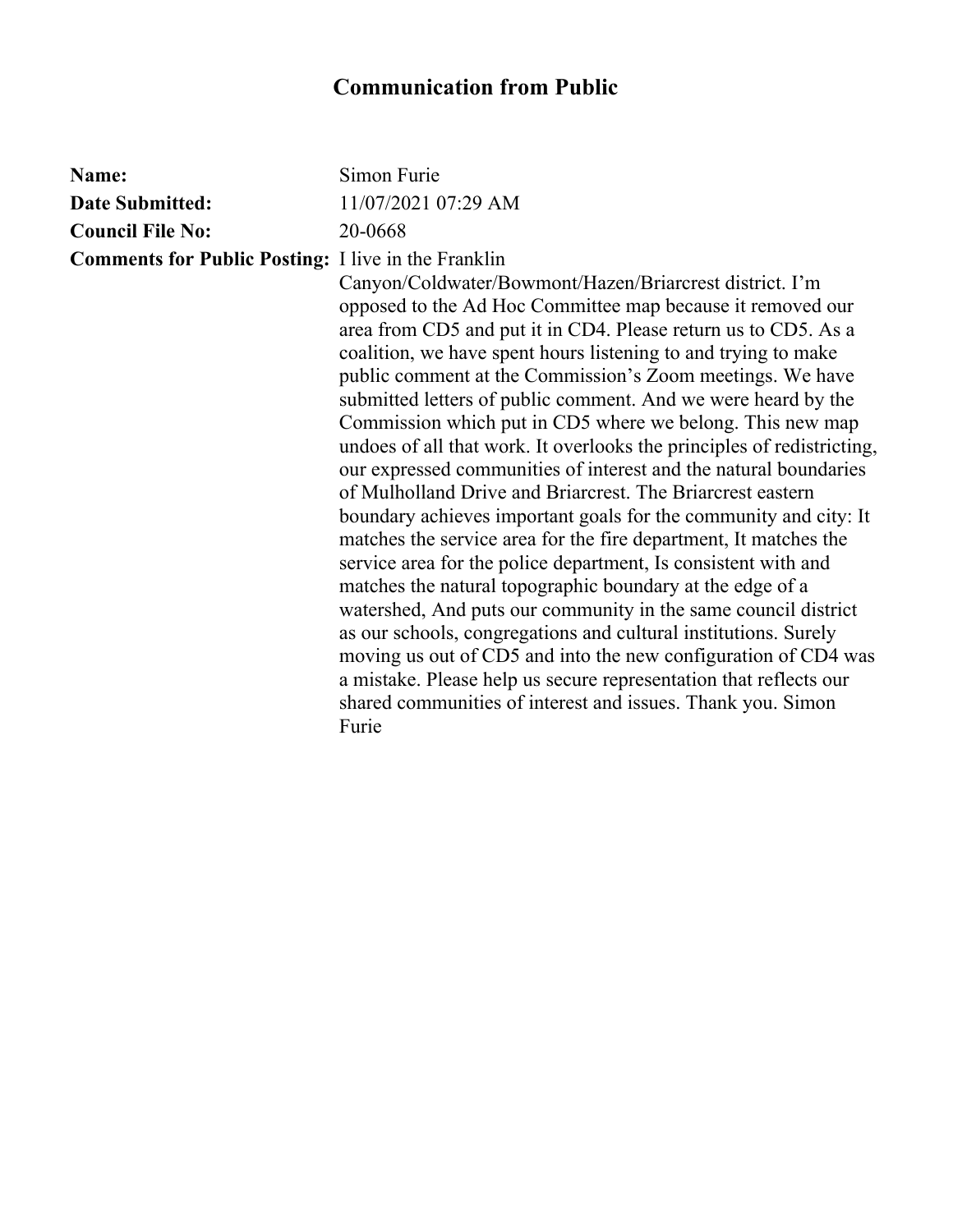# Communication from Public

**Name:** Simon Furie

**Date Submitted:** 11/07/2021 07:29 AM

**Council File No:** 20-0668

**Comments for Public Posting:** I live in the Franklin Canyon/Coldwater/Bowmont/Hazen/Briarcrest district. I'm opposed to the Ad Hoc Committee map because it removed our area from CD5 and put it in CD4. Please return us to CD5. As a coalition, we have spent hours listening to and trying to make public comment at the Commission's Zoom meetings. We have submitted letters of public comment. And we were heard by the Commission which put in CD5 where we belong. This new map undoes of all that work. It overlooks the principles of redistricting, our expressed communities of interest and the natural boundaries of Mulholland Drive and Briarcrest. The Briarcrest eastern boundary achieves important goals for the community and city: It matches the service area for the fire department, It matches the service area for the police department, Is consistent with and matches the natural topographic boundary at the edge of a watershed, And puts our community in the same council district as our schools, congregations and cultural institutions. Surely moving us out of CD5 and into the new configuration of CD4 was a mistake. Please help us secure representation that reflects our shared communities of interest and issues. Thank you. Simon Furie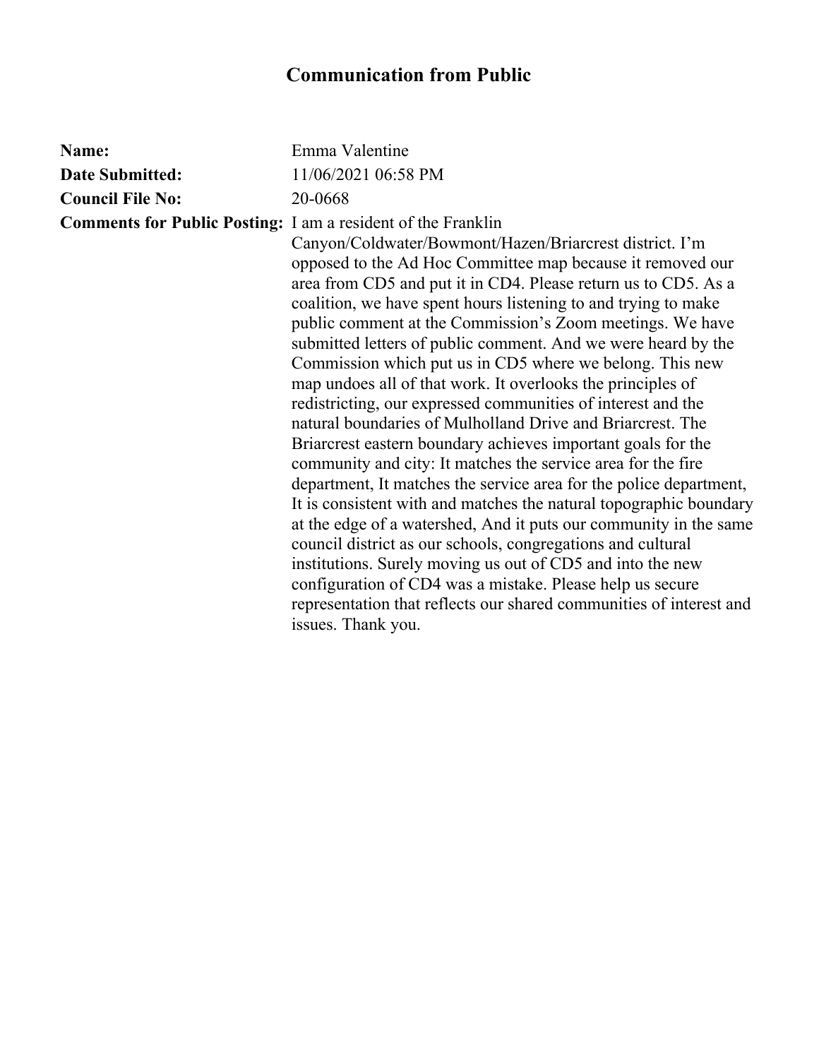# Communication from Public

**Name:** Emma Valentine

**Date Submitted:** 11/06/2021 06:58 PM

**Council File No:** 20-0668

**Comments for Public Posting:** I am a resident of the Franklin Canyon/Coldwater/Bowmont/Hazen/Briarcrest district. I'm opposed to the Ad Hoc Committee map because it removed our area from CD5 and put it in CD4. Please return us to CD5. As a coalition, we have spent hours listening to and trying to make public comment at the Commission's Zoom meetings. We have submitted letters of public comment. And we were heard by the Commission which put us in CD5 where we belong. This new map undoes all of that work. It overlooks the principles of redistricting, our expressed communities of interest and the natural boundaries of Mulholland Drive and Briarcrest. The Briarcrest eastern boundary achieves important goals for the community and city: It matches the service area for the fire department, It matches the service area for the police department, It is consistent with and matches the natural topographic boundary at the edge of a watershed, And it puts our community in the same council district as our schools, congregations and cultural institutions. Surely moving us out of CD5 and into the new configuration of CD4 was a mistake. Please help us secure representation that reflects our shared communities of interest and issues. Thank you.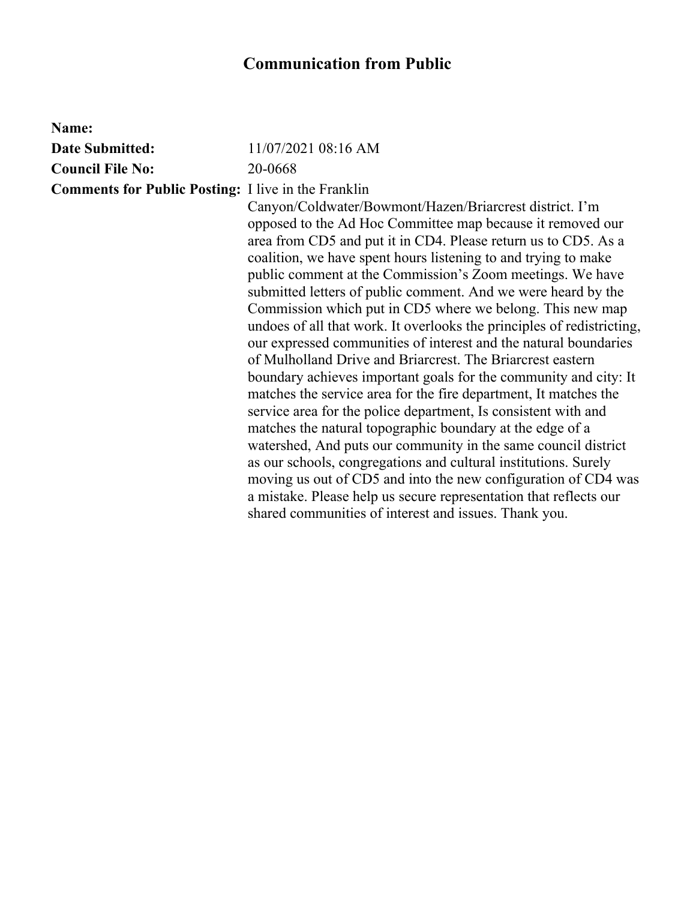# Communication from Public

**Name:**

**Date Submitted:** 11/07/2021 08:16 AM

**Council File No:** 20-0668

**Comments for Public Posting:** I live in the Franklin Canyon/Coldwater/Bowmont/Hazen/Briarcrest district. I'm opposed to the Ad Hoc Committee map because it removed our area from CD5 and put it in CD4. Please return us to CD5. As a coalition, we have spent hours listening to and trying to make public comment at the Commission's Zoom meetings. We have submitted letters of public comment. And we were heard by the Commission which put in CD5 where we belong. This new map undoes of all that work. It overlooks the principles of redistricting, our expressed communities of interest and the natural boundaries of Mulholland Drive and Briarcrest. The Briarcrest eastern boundary achieves important goals for the community and city: It matches the service area for the fire department, It matches the service area for the police department, Is consistent with and matches the natural topographic boundary at the edge of a watershed, And puts our community in the same council district as our schools, congregations and cultural institutions. Surely moving us out of CD5 and into the new configuration of CD4 was a mistake. Please help us secure representation that reflects our shared communities of interest and issues. Thank you.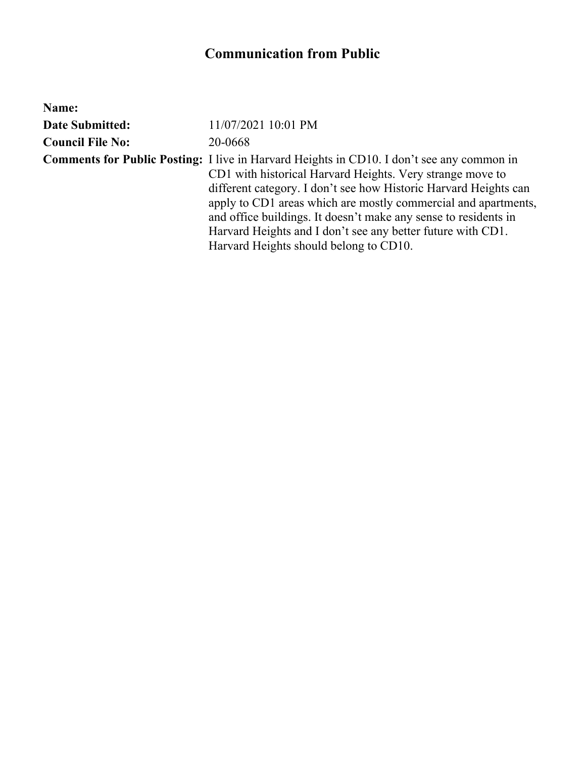# Communication from Public

**Name:**

**Date Submitted:** 11/07/2021 10:01 PM

**Council File No:** 20-0668

**Comments for Public Posting:** I live in Harvard Heights in CD10. I don't see any common in CD1 with historical Harvard Heights. Very strange move to different category. I don't see how Historic Harvard Heights can apply to CD1 areas which are mostly commercial and apartments, and office buildings. It doesn't make any sense to residents in Harvard Heights and I don't see any better future with CD1. Harvard Heights should belong to CD10.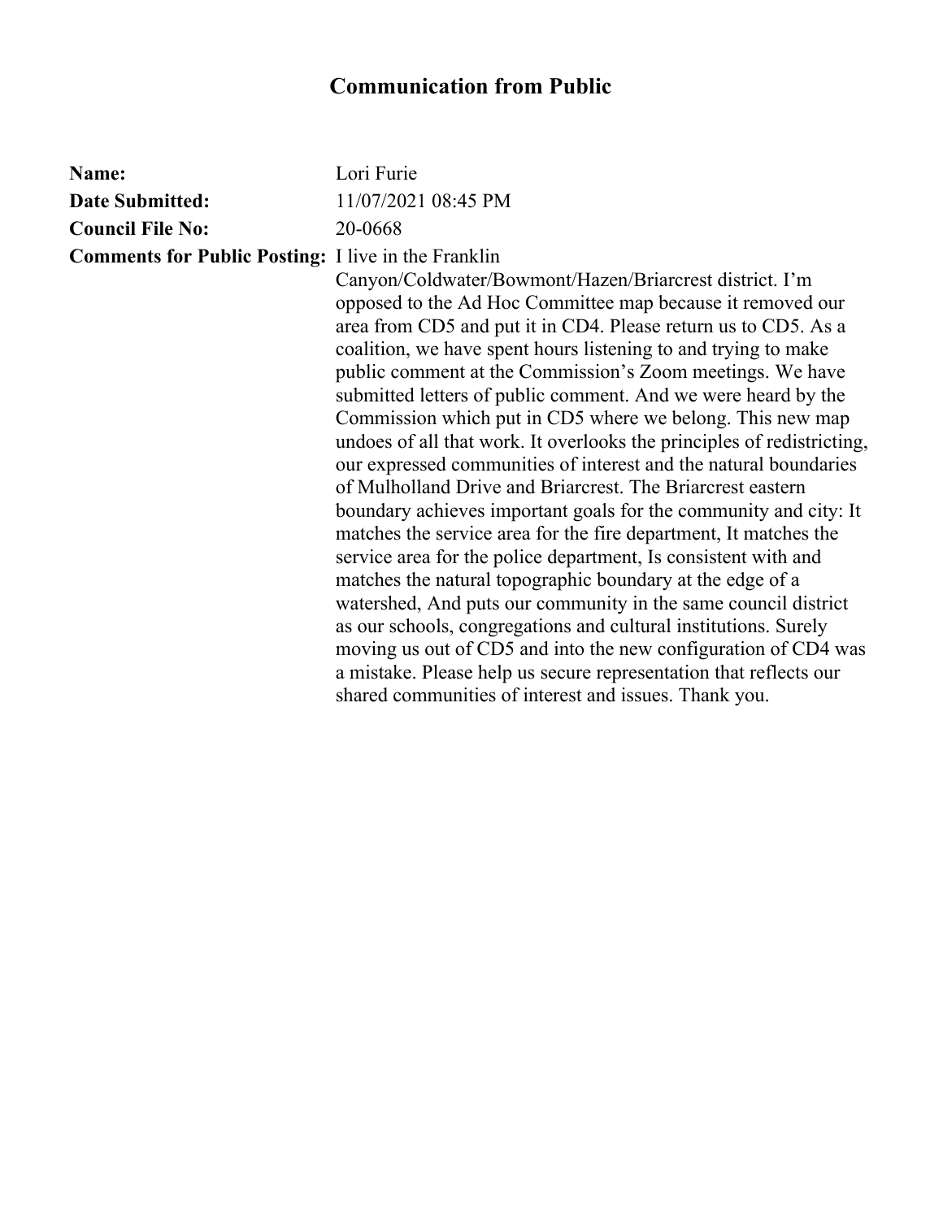# Communication from Public

**Name:** Lori Furie

**Date Submitted:** 11/07/2021 08:45 PM

**Council File No:** 20-0668

**Comments for Public Posting:** I live in the Franklin Canyon/Coldwater/Bowmont/Hazen/Briarcrest district. I'm opposed to the Ad Hoc Committee map because it removed our area from CD5 and put it in CD4. Please return us to CD5. As a coalition, we have spent hours listening to and trying to make public comment at the Commission's Zoom meetings. We have submitted letters of public comment. And we were heard by the Commission which put in CD5 where we belong. This new map undoes of all that work. It overlooks the principles of redistricting, our expressed communities of interest and the natural boundaries of Mulholland Drive and Briarcrest. The Briarcrest eastern boundary achieves important goals for the community and city: It matches the service area for the fire department, It matches the service area for the police department, Is consistent with and matches the natural topographic boundary at the edge of a watershed, And puts our community in the same council district as our schools, congregations and cultural institutions. Surely moving us out of CD5 and into the new configuration of CD4 was a mistake. Please help us secure representation that reflects our shared communities of interest and issues. Thank you.